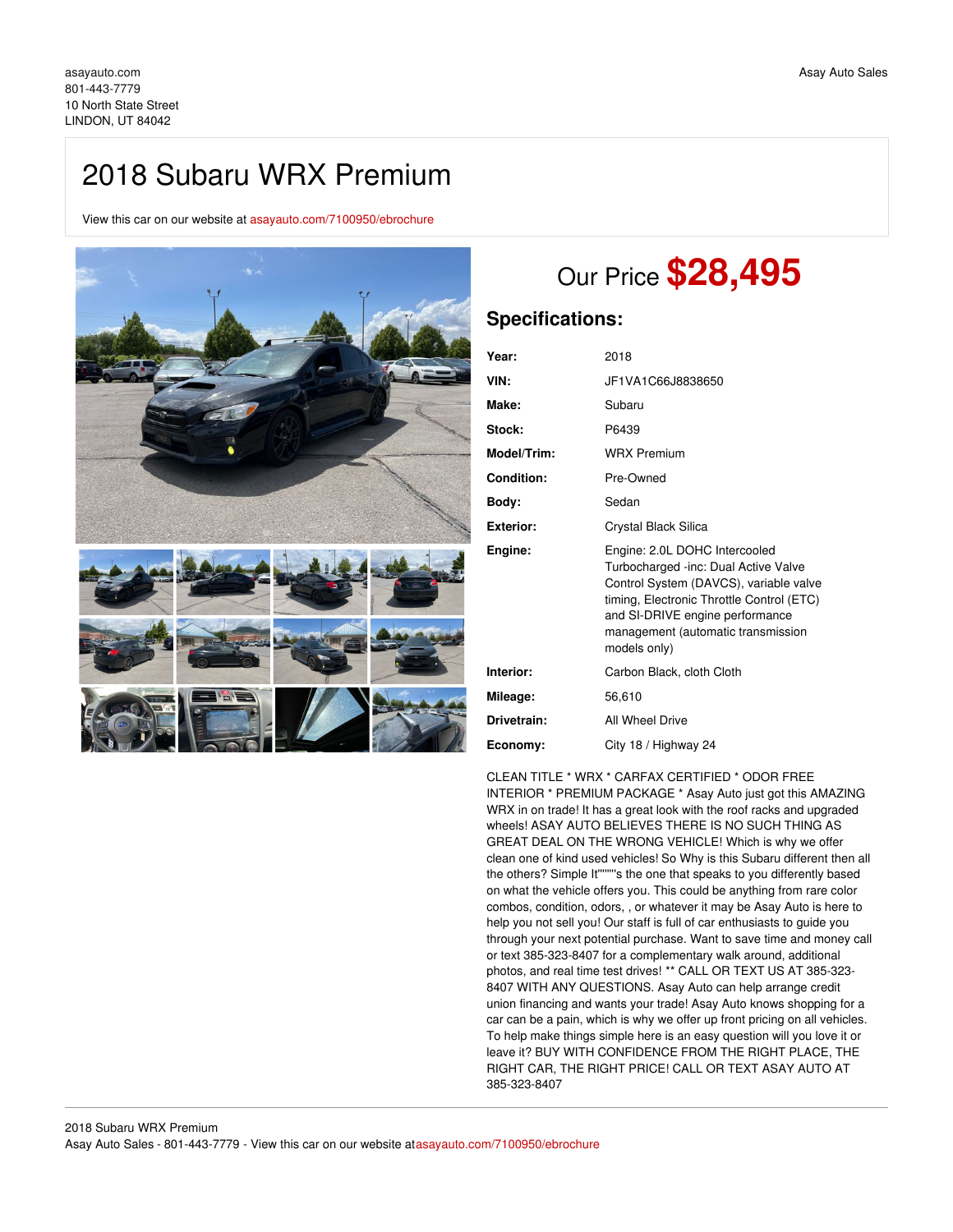asayauto.com
801-443-7779
10 North State Street
LINDON, UT 84042

Asay Auto Sales

# 2018 Subaru WRX Premium

View this car on our website at asayauto.com/7100950/ebrochure

## Our Price **$28,495**

### Specifications:

| | |
|---|---|
| **Year:** | 2018 |
| **VIN:** | JF1VA1C66J8838650 |
| **Make:** | Subaru |
| **Stock:** | P6439 |
| **Model/Trim:** | WRX Premium |
| **Condition:** | Pre-Owned |
| **Body:** | Sedan |
| **Exterior:** | Crystal Black Silica |
| **Engine:** | Engine: 2.0L DOHC Intercooled Turbocharged -inc: Dual Active Valve Control System (DAVCS), variable valve timing, Electronic Throttle Control (ETC) and SI-DRIVE engine performance management (automatic transmission models only) |
| **Interior:** | Carbon Black, cloth Cloth |
| **Mileage:** | 56,610 |
| **Drivetrain:** | All Wheel Drive |
| **Economy:** | City 18 / Highway 24 |

CLEAN TITLE * WRX * CARFAX CERTIFIED * ODOR FREE INTERIOR * PREMIUM PACKAGE * Asay Auto just got this AMAZING WRX in on trade! It has a great look with the roof racks and upgraded wheels! ASAY AUTO BELIEVES THERE IS NO SUCH THING AS GREAT DEAL ON THE WRONG VEHICLE! Which is why we offer clean one of kind used vehicles! So Why is this Subaru different then all the others? Simple It""""'s the one that speaks to you differently based on what the vehicle offers you. This could be anything from rare color combos, condition, odors, , or whatever it may be Asay Auto is here to help you not sell you! Our staff is full of car enthusiasts to guide you through your next potential purchase. Want to save time and money call or text 385-323-8407 for a complementary walk around, additional photos, and real time test drives! ** CALL OR TEXT US AT 385-323-8407 WITH ANY QUESTIONS. Asay Auto can help arrange credit union financing and wants your trade! Asay Auto knows shopping for a car can be a pain, which is why we offer up front pricing on all vehicles. To help make things simple here is an easy question will you love it or leave it? BUY WITH CONFIDENCE FROM THE RIGHT PLACE, THE RIGHT CAR, THE RIGHT PRICE! CALL OR TEXT ASAY AUTO AT 385-323-8407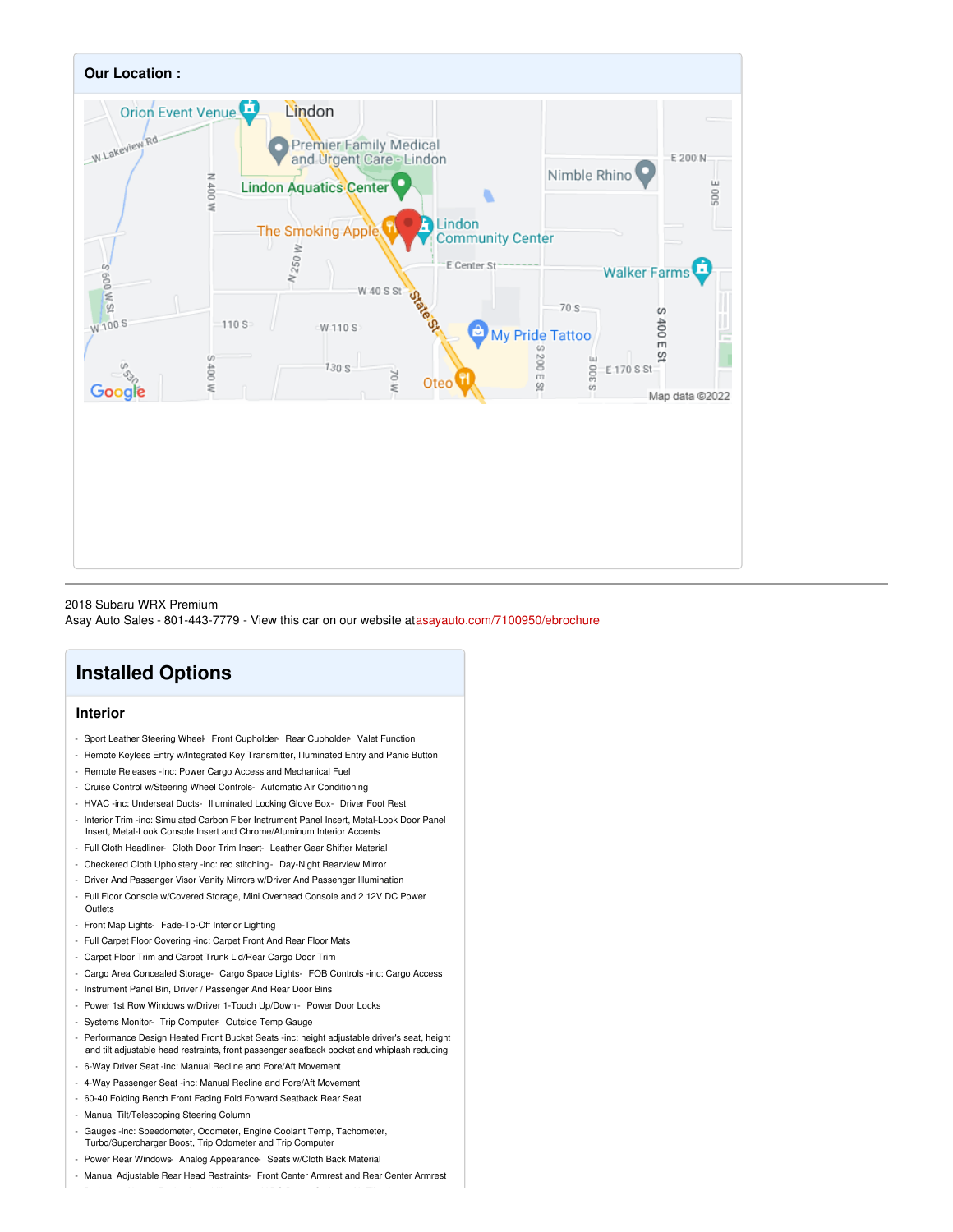## Our Location :

2018 Subaru WRX Premium
Asay Auto Sales - 801-443-7779 - View this car on our website atasayauto.com/7100950/ebrochure

# Installed Options

## Interior

- Sport Leather Steering Wheel- Front Cupholder- Rear Cupholder- Valet Function
- Remote Keyless Entry w/Integrated Key Transmitter, Illuminated Entry and Panic Button
- Remote Releases -Inc: Power Cargo Access and Mechanical Fuel
- Cruise Control w/Steering Wheel Controls- Automatic Air Conditioning
- HVAC -inc: Underseat Ducts- Illuminated Locking Glove Box- Driver Foot Rest
- Interior Trim -inc: Simulated Carbon Fiber Instrument Panel Insert, Metal-Look Door Panel Insert, Metal-Look Console Insert and Chrome/Aluminum Interior Accents
- Full Cloth Headliner- Cloth Door Trim Insert- Leather Gear Shifter Material
- Checkered Cloth Upholstery -inc: red stitching- Day-Night Rearview Mirror
- Driver And Passenger Visor Vanity Mirrors w/Driver And Passenger Illumination
- Full Floor Console w/Covered Storage, Mini Overhead Console and 2 12V DC Power Outlets
- Front Map Lights- Fade-To-Off Interior Lighting
- Full Carpet Floor Covering -inc: Carpet Front And Rear Floor Mats
- Carpet Floor Trim and Carpet Trunk Lid/Rear Cargo Door Trim
- Cargo Area Concealed Storage- Cargo Space Lights- FOB Controls -inc: Cargo Access
- Instrument Panel Bin, Driver / Passenger And Rear Door Bins
- Power 1st Row Windows w/Driver 1-Touch Up/Down- Power Door Locks
- Systems Monitor- Trip Computer- Outside Temp Gauge
- Performance Design Heated Front Bucket Seats -inc: height adjustable driver's seat, height and tilt adjustable head restraints, front passenger seatback pocket and whiplash reducing
- 6-Way Driver Seat -inc: Manual Recline and Fore/Aft Movement
- 4-Way Passenger Seat -inc: Manual Recline and Fore/Aft Movement
- 60-40 Folding Bench Front Facing Fold Forward Seatback Rear Seat
- Manual Tilt/Telescoping Steering Column
- Gauges -inc: Speedometer, Odometer, Engine Coolant Temp, Tachometer, Turbo/Supercharger Boost, Trip Odometer and Trip Computer
- Power Rear Windows- Analog Appearance- Seats w/Cloth Back Material
- Manual Adjustable Rear Head Restraints- Front Center Armrest and Rear Center Armrest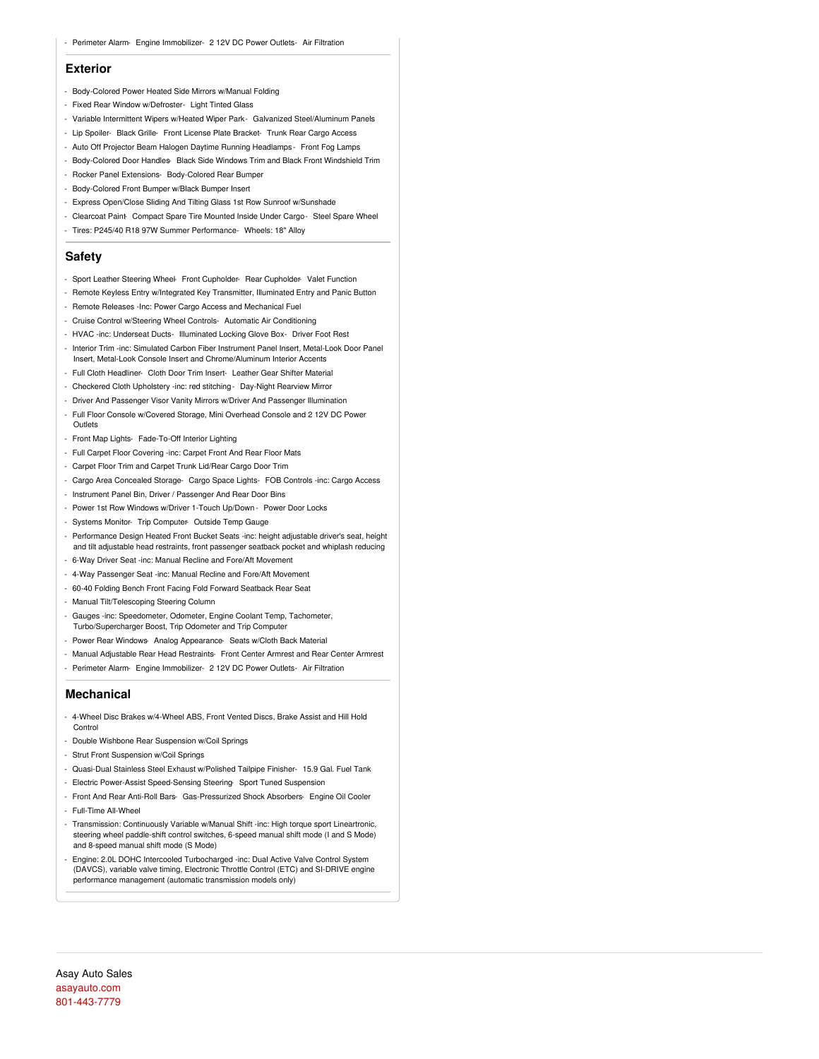- Perimeter Alarm- Engine Immobilizer- 2 12V DC Power Outlets- Air Filtration

## Exterior

- Body-Colored Power Heated Side Mirrors w/Manual Folding
- Fixed Rear Window w/Defroster- Light Tinted Glass
- Variable Intermittent Wipers w/Heated Wiper Park- Galvanized Steel/Aluminum Panels
- Lip Spoiler- Black Grille- Front License Plate Bracket- Trunk Rear Cargo Access
- Auto Off Projector Beam Halogen Daytime Running Headlamps- Front Fog Lamps
- Body-Colored Door Handles- Black Side Windows Trim and Black Front Windshield Trim
- Rocker Panel Extensions- Body-Colored Rear Bumper
- Body-Colored Front Bumper w/Black Bumper Insert
- Express Open/Close Sliding And Tilting Glass 1st Row Sunroof w/Sunshade
- Clearcoat Paint- Compact Spare Tire Mounted Inside Under Cargo- Steel Spare Wheel
- Tires: P245/40 R18 97W Summer Performance- Wheels: 18" Alloy

## Safety

- Sport Leather Steering Wheel- Front Cupholder- Rear Cupholder- Valet Function
- Remote Keyless Entry w/Integrated Key Transmitter, Illuminated Entry and Panic Button
- Remote Releases -Inc: Power Cargo Access and Mechanical Fuel
- Cruise Control w/Steering Wheel Controls- Automatic Air Conditioning
- HVAC -inc: Underseat Ducts- Illuminated Locking Glove Box- Driver Foot Rest
- Interior Trim -inc: Simulated Carbon Fiber Instrument Panel Insert, Metal-Look Door Panel Insert, Metal-Look Console Insert and Chrome/Aluminum Interior Accents
- Full Cloth Headliner- Cloth Door Trim Insert- Leather Gear Shifter Material
- Checkered Cloth Upholstery -inc: red stitching- Day-Night Rearview Mirror
- Driver And Passenger Visor Vanity Mirrors w/Driver And Passenger Illumination
- Full Floor Console w/Covered Storage, Mini Overhead Console and 2 12V DC Power Outlets
- Front Map Lights- Fade-To-Off Interior Lighting
- Full Carpet Floor Covering -inc: Carpet Front And Rear Floor Mats
- Carpet Floor Trim and Carpet Trunk Lid/Rear Cargo Door Trim
- Cargo Area Concealed Storage- Cargo Space Lights- FOB Controls -inc: Cargo Access
- Instrument Panel Bin, Driver / Passenger And Rear Door Bins
- Power 1st Row Windows w/Driver 1-Touch Up/Down- Power Door Locks
- Systems Monitor- Trip Computer- Outside Temp Gauge
- Performance Design Heated Front Bucket Seats -inc: height adjustable driver's seat, height and tilt adjustable head restraints, front passenger seatback pocket and whiplash reducing
- 6-Way Driver Seat -inc: Manual Recline and Fore/Aft Movement
- 4-Way Passenger Seat -inc: Manual Recline and Fore/Aft Movement
- 60-40 Folding Bench Front Facing Fold Forward Seatback Rear Seat
- Manual Tilt/Telescoping Steering Column
- Gauges -inc: Speedometer, Odometer, Engine Coolant Temp, Tachometer, Turbo/Supercharger Boost, Trip Odometer and Trip Computer
- Power Rear Windows- Analog Appearance- Seats w/Cloth Back Material
- Manual Adjustable Rear Head Restraints- Front Center Armrest and Rear Center Armrest
- Perimeter Alarm- Engine Immobilizer- 2 12V DC Power Outlets- Air Filtration

## Mechanical

- 4-Wheel Disc Brakes w/4-Wheel ABS, Front Vented Discs, Brake Assist and Hill Hold Control
- Double Wishbone Rear Suspension w/Coil Springs
- Strut Front Suspension w/Coil Springs
- Quasi-Dual Stainless Steel Exhaust w/Polished Tailpipe Finisher- 15.9 Gal. Fuel Tank
- Electric Power-Assist Speed-Sensing Steering- Sport Tuned Suspension
- Front And Rear Anti-Roll Bars- Gas-Pressurized Shock Absorbers- Engine Oil Cooler
- Full-Time All-Wheel
- Transmission: Continuously Variable w/Manual Shift -inc: High torque sport Lineartronic, steering wheel paddle-shift control switches, 6-speed manual shift mode (I and S Mode) and 8-speed manual shift mode (S Mode)
- Engine: 2.0L DOHC Intercooled Turbocharged -inc: Dual Active Valve Control System (DAVCS), variable valve timing, Electronic Throttle Control (ETC) and SI-DRIVE engine performance management (automatic transmission models only)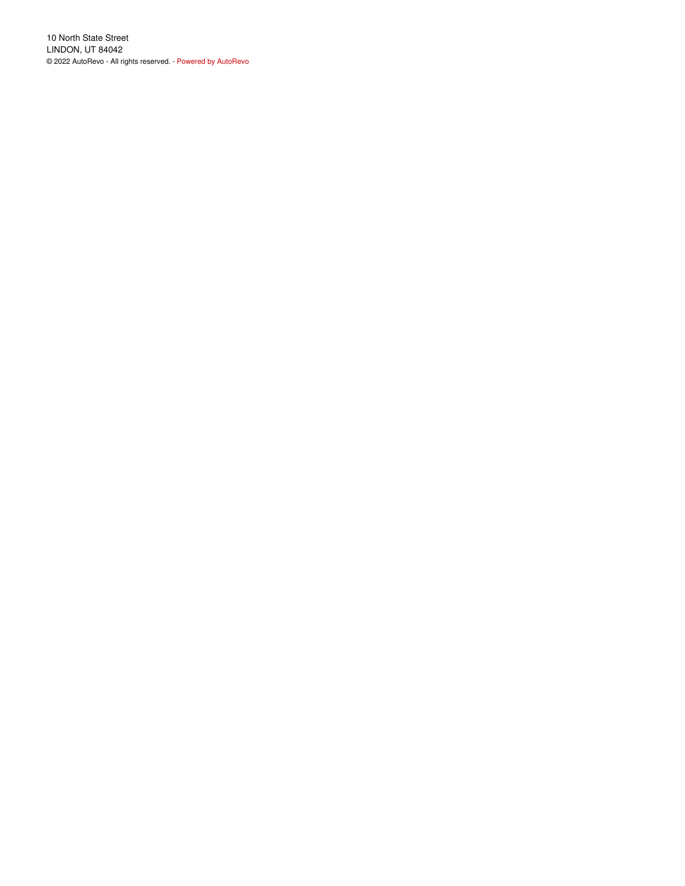10 North State Street
LINDON, UT 84042
© 2022 AutoRevo - All rights reserved. - Powered by AutoRevo